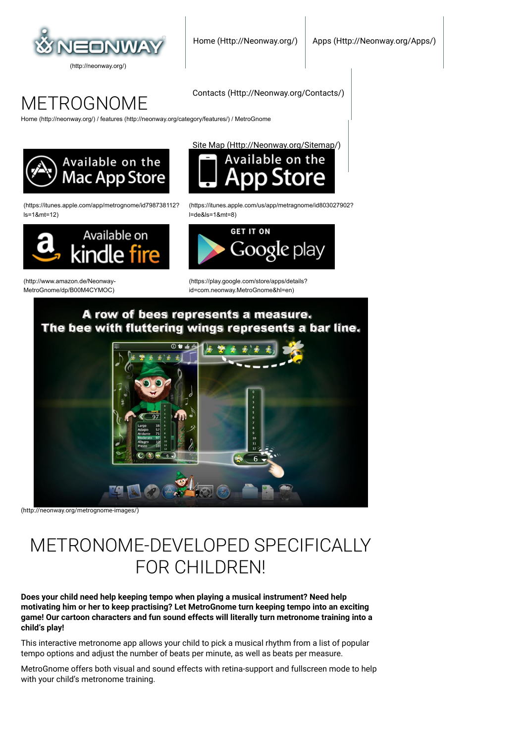(http://neonway.org/)

Home (Http://Neonway.org/) | Apps (Http://Neonway.org/Apps/) | Contacts (Http://Neonway.org/Contacts/) | Site Map (Http://Neonway.org/Sitemap/)

# METROGNOME

Home (http://neonway.org/) / features (http://neonway.org/category/features/) / MetroGnome

(https://itunes.apple.com/app/metrognome/id798738112?ls=1&mt=12)

(https://itunes.apple.com/us/app/metragnome/id803027902?l=de&ls=1&mt=8)

(http://www.amazon.de/Neonway-MetroGnome/dp/B00M4CYMOC)

(https://play.google.com/store/apps/details?id=com.neonway.MetroGnome&hl=en)

(http://neonway.org/metrognome-images/)

# METRONOME-DEVELOPED SPECIFICALLY FOR CHILDREN!

**Does your child need help keeping tempo when playing a musical instrument? Need help motivating him or her to keep practising? Let MetroGnome turn keeping tempo into an exciting game! Our cartoon characters and fun sound effects will literally turn metronome training into a child's play!**

This interactive metronome app allows your child to pick a musical rhythm from a list of popular tempo options and adjust the number of beats per minute, as well as beats per measure.

MetroGnome offers both visual and sound effects with retina-support and fullscreen mode to help with your child's metronome training.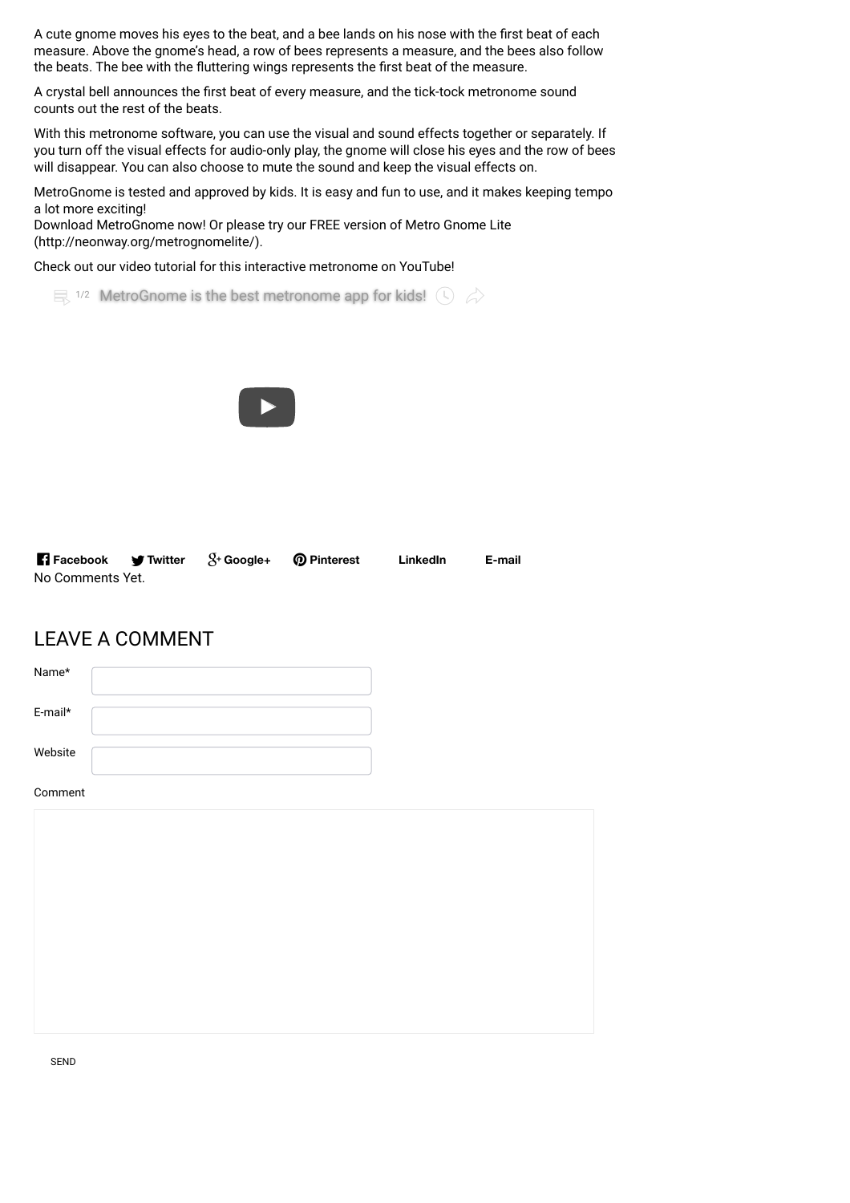A cute gnome moves his eyes to the beat, and a bee lands on his nose with the first beat of each measure. Above the gnome's head, a row of bees represents a measure, and the bees also follow the beats. The bee with the fluttering wings represents the first beat of the measure.

A crystal bell announces the first beat of every measure, and the tick-tock metronome sound counts out the rest of the beats.

With this metronome software, you can use the visual and sound effects together or separately. If you turn off the visual effects for audio-only play, the gnome will close his eyes and the row of bees will disappear. You can also choose to mute the sound and keep the visual effects on.

MetroGnome is tested and approved by kids. It is easy and fun to use, and it makes keeping tempo a lot more exciting!
Download MetroGnome now! Or please try our FREE version of Metro Gnome Lite (http://neonway.org/metrognomelite/).

Check out our video tutorial for this interactive metronome on YouTube!

1/2 MetroGnome is the best metronome app for kids!

**Facebook** **Twitter** **Google+** **Pinterest** **LinkedIn** **E-mail**

No Comments Yet.

## LEAVE A COMMENT

Name*

E-mail*

Website

Comment

SEND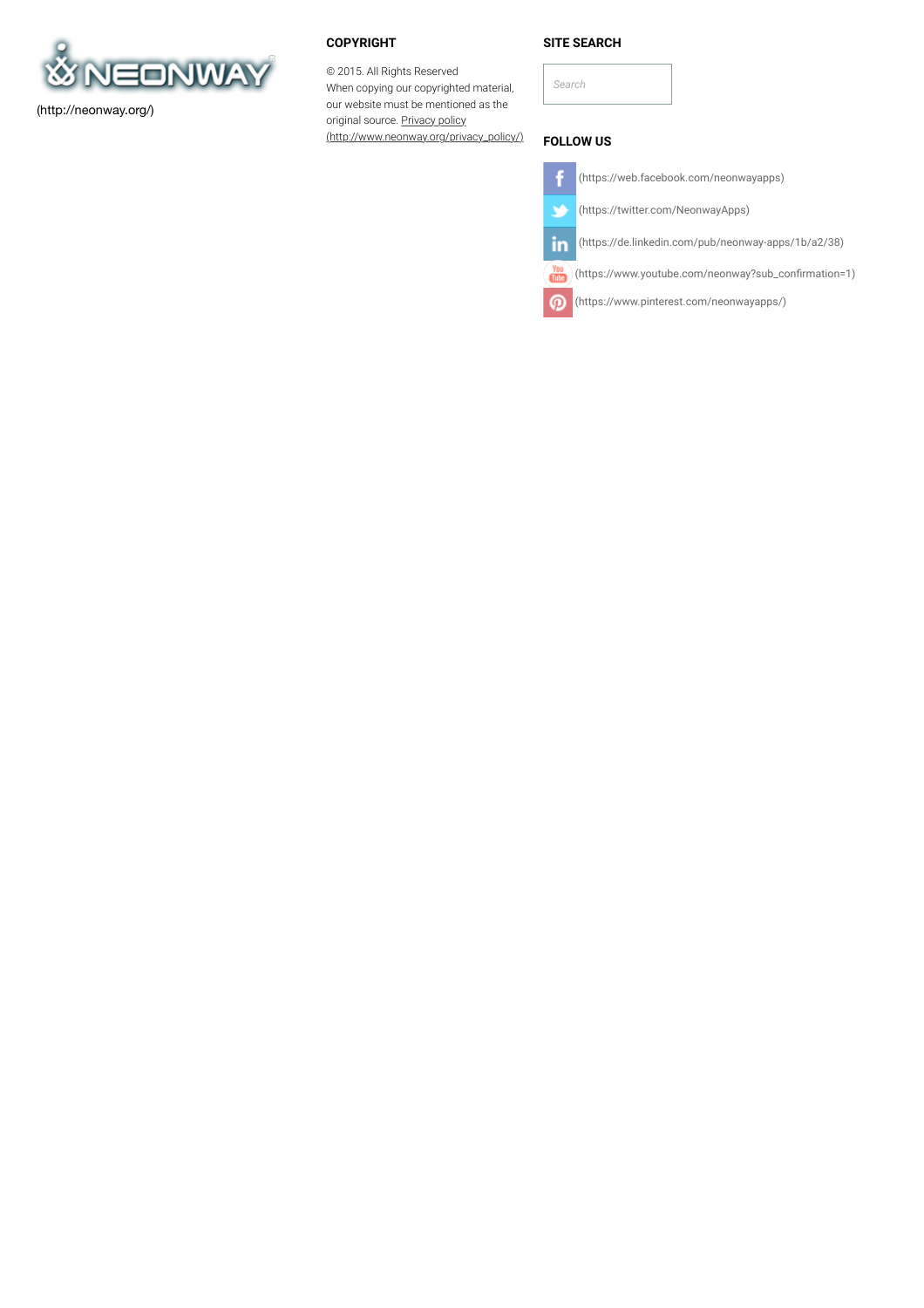(http://neonway.org/)

## COPYRIGHT

© 2015. All Rights Reserved
When copying our copyrighted material, our website must be mentioned as the original source. Privacy policy (http://www.neonway.org/privacy_policy/)

## SITE SEARCH

Search

## FOLLOW US

(https://web.facebook.com/neonwayapps)

(https://twitter.com/NeonwayApps)

(https://de.linkedin.com/pub/neonway-apps/1b/a2/38)

(https://www.youtube.com/neonway?sub_confirmation=1)

(https://www.pinterest.com/neonwayapps/)